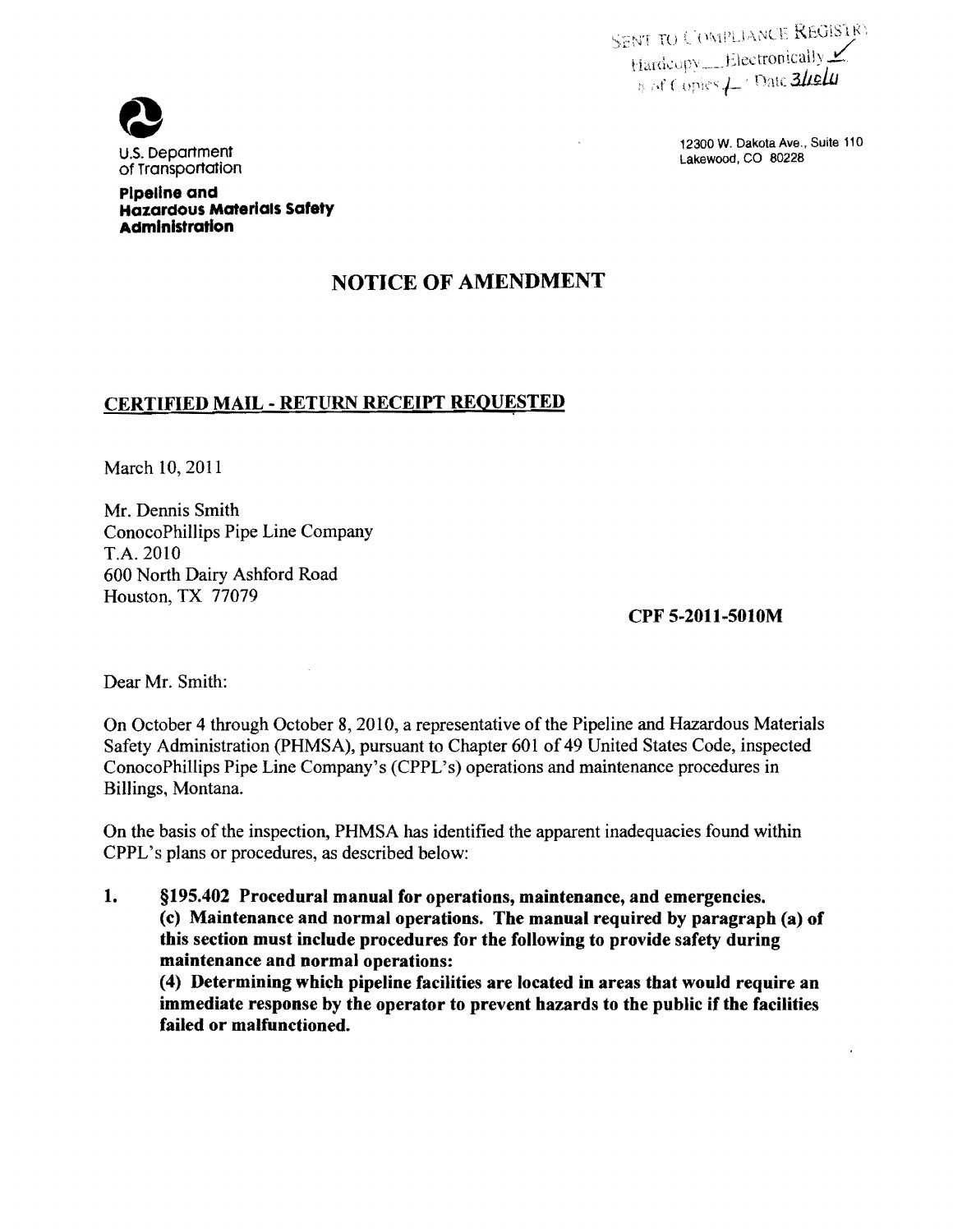SENT TO COMPLIANCE REGISTRY
Hardcopy___ Electronically ✓
# of Copies 1 Date 3/10/11

U.S. Department of Transportation

**Pipeline and Hazardous Materials Safety Administration**

12300 W. Dakota Ave., Suite 110
Lakewood, CO 80228

# NOTICE OF AMENDMENT

## CERTIFIED MAIL - RETURN RECEIPT REQUESTED

March 10, 2011

Mr. Dennis Smith
ConocoPhillips Pipe Line Company
T.A. 2010
600 North Dairy Ashford Road
Houston, TX 77079

**CPF 5-2011-5010M**

Dear Mr. Smith:

On October 4 through October 8, 2010, a representative of the Pipeline and Hazardous Materials Safety Administration (PHMSA), pursuant to Chapter 601 of 49 United States Code, inspected ConocoPhillips Pipe Line Company's (CPPL's) operations and maintenance procedures in Billings, Montana.

On the basis of the inspection, PHMSA has identified the apparent inadequacies found within CPPL's plans or procedures, as described below:

1. **§195.402 Procedural manual for operations, maintenance, and emergencies.**
   **(c) Maintenance and normal operations. The manual required by paragraph (a) of this section must include procedures for the following to provide safety during maintenance and normal operations:**
   **(4) Determining which pipeline facilities are located in areas that would require an immediate response by the operator to prevent hazards to the public if the facilities failed or malfunctioned.**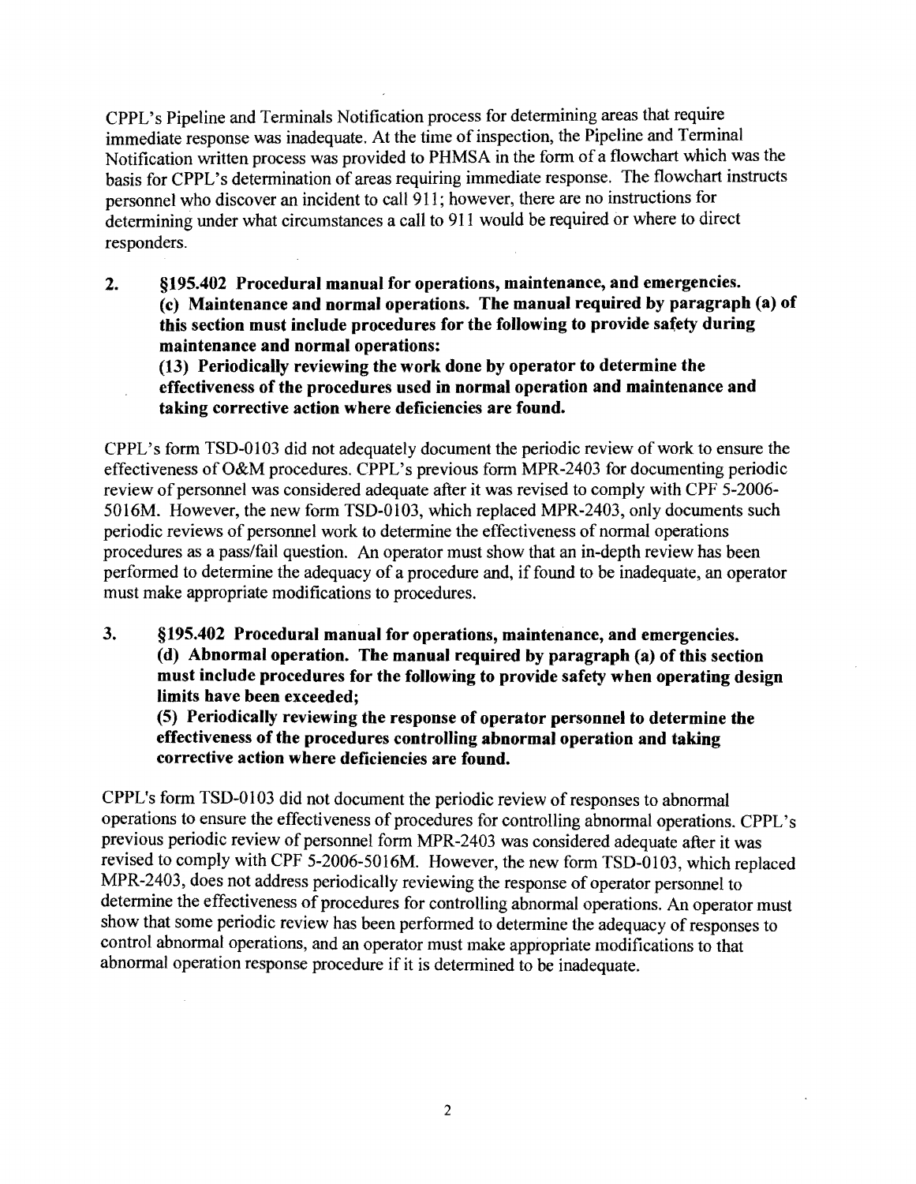CPPL's Pipeline and Terminals Notification process for determining areas that require immediate response was inadequate. At the time of inspection, the Pipeline and Terminal Notification written process was provided to PHMSA in the form of a flowchart which was the basis for CPPL's determination of areas requiring immediate response. The flowchart instructs personnel who discover an incident to call 911; however, there are no instructions for determining under what circumstances a call to 911 would be required or where to direct responders.

2. **§195.402 Procedural manual for operations, maintenance, and emergencies.**
   **(c) Maintenance and normal operations. The manual required by paragraph (a) of this section must include procedures for the following to provide safety during maintenance and normal operations:**
   **(13) Periodically reviewing the work done by operator to determine the effectiveness of the procedures used in normal operation and maintenance and taking corrective action where deficiencies are found.**

CPPL's form TSD-0103 did not adequately document the periodic review of work to ensure the effectiveness of O&M procedures. CPPL's previous form MPR-2403 for documenting periodic review of personnel was considered adequate after it was revised to comply with CPF 5-2006-5016M. However, the new form TSD-0103, which replaced MPR-2403, only documents such periodic reviews of personnel work to determine the effectiveness of normal operations procedures as a pass/fail question. An operator must show that an in-depth review has been performed to determine the adequacy of a procedure and, if found to be inadequate, an operator must make appropriate modifications to procedures.

3. **§195.402 Procedural manual for operations, maintenance, and emergencies.**
   **(d) Abnormal operation. The manual required by paragraph (a) of this section must include procedures for the following to provide safety when operating design limits have been exceeded;**
   **(5) Periodically reviewing the response of operator personnel to determine the effectiveness of the procedures controlling abnormal operation and taking corrective action where deficiencies are found.**

CPPL's form TSD-0103 did not document the periodic review of responses to abnormal operations to ensure the effectiveness of procedures for controlling abnormal operations. CPPL's previous periodic review of personnel form MPR-2403 was considered adequate after it was revised to comply with CPF 5-2006-5016M. However, the new form TSD-0103, which replaced MPR-2403, does not address periodically reviewing the response of operator personnel to determine the effectiveness of procedures for controlling abnormal operations. An operator must show that some periodic review has been performed to determine the adequacy of responses to control abnormal operations, and an operator must make appropriate modifications to that abnormal operation response procedure if it is determined to be inadequate.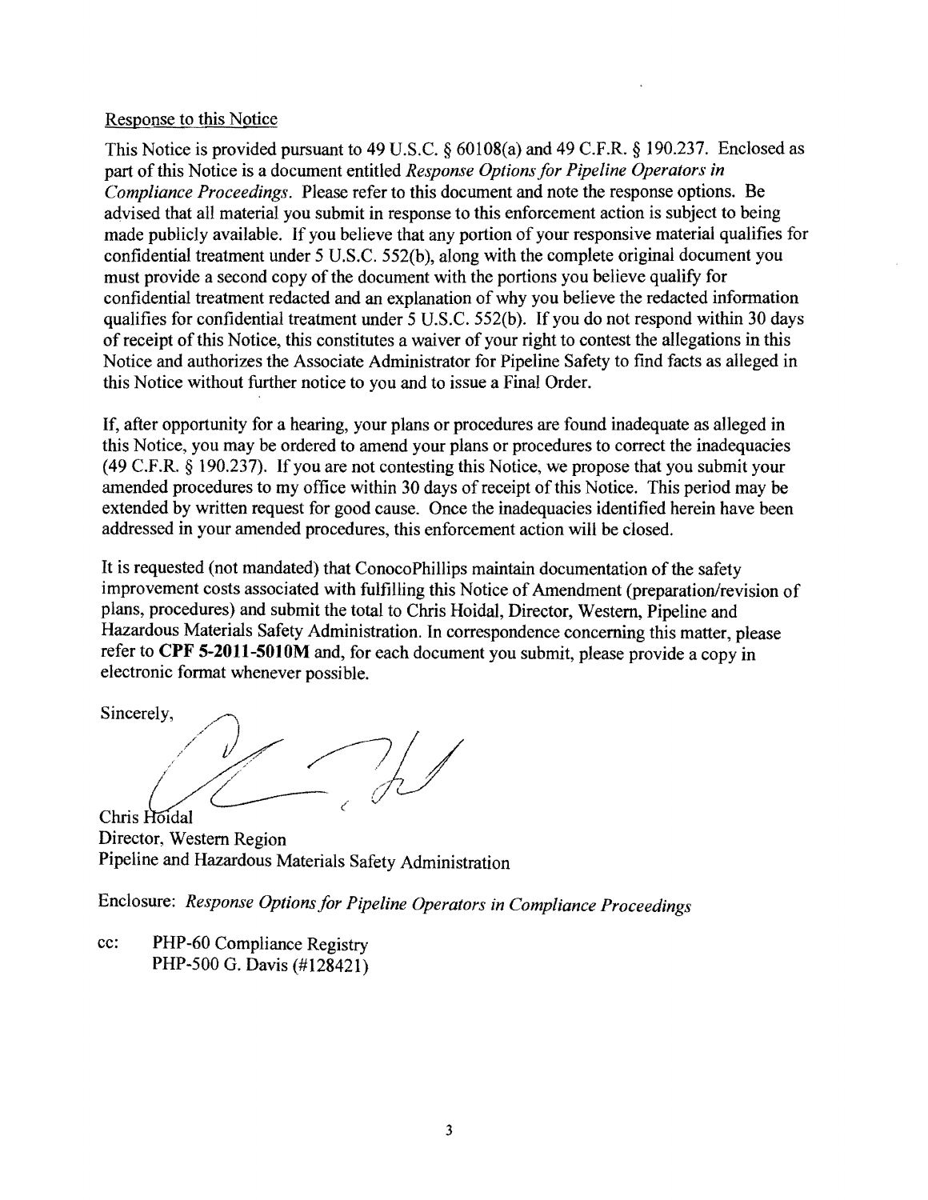Response to this Notice

This Notice is provided pursuant to 49 U.S.C. § 60108(a) and 49 C.F.R. § 190.237. Enclosed as part of this Notice is a document entitled *Response Options for Pipeline Operators in Compliance Proceedings*. Please refer to this document and note the response options. Be advised that all material you submit in response to this enforcement action is subject to being made publicly available. If you believe that any portion of your responsive material qualifies for confidential treatment under 5 U.S.C. 552(b), along with the complete original document you must provide a second copy of the document with the portions you believe qualify for confidential treatment redacted and an explanation of why you believe the redacted information qualifies for confidential treatment under 5 U.S.C. 552(b). If you do not respond within 30 days of receipt of this Notice, this constitutes a waiver of your right to contest the allegations in this Notice and authorizes the Associate Administrator for Pipeline Safety to find facts as alleged in this Notice without further notice to you and to issue a Final Order.

If, after opportunity for a hearing, your plans or procedures are found inadequate as alleged in this Notice, you may be ordered to amend your plans or procedures to correct the inadequacies (49 C.F.R. § 190.237). If you are not contesting this Notice, we propose that you submit your amended procedures to my office within 30 days of receipt of this Notice. This period may be extended by written request for good cause. Once the inadequacies identified herein have been addressed in your amended procedures, this enforcement action will be closed.

It is requested (not mandated) that ConocoPhillips maintain documentation of the safety improvement costs associated with fulfilling this Notice of Amendment (preparation/revision of plans, procedures) and submit the total to Chris Hoidal, Director, Western, Pipeline and Hazardous Materials Safety Administration. In correspondence concerning this matter, please refer to **CPF 5-2011-5010M** and, for each document you submit, please provide a copy in electronic format whenever possible.

Sincerely,

Chris Hoidal
Director, Western Region
Pipeline and Hazardous Materials Safety Administration

Enclosure: *Response Options for Pipeline Operators in Compliance Proceedings*

cc: PHP-60 Compliance Registry
PHP-500 G. Davis (#128421)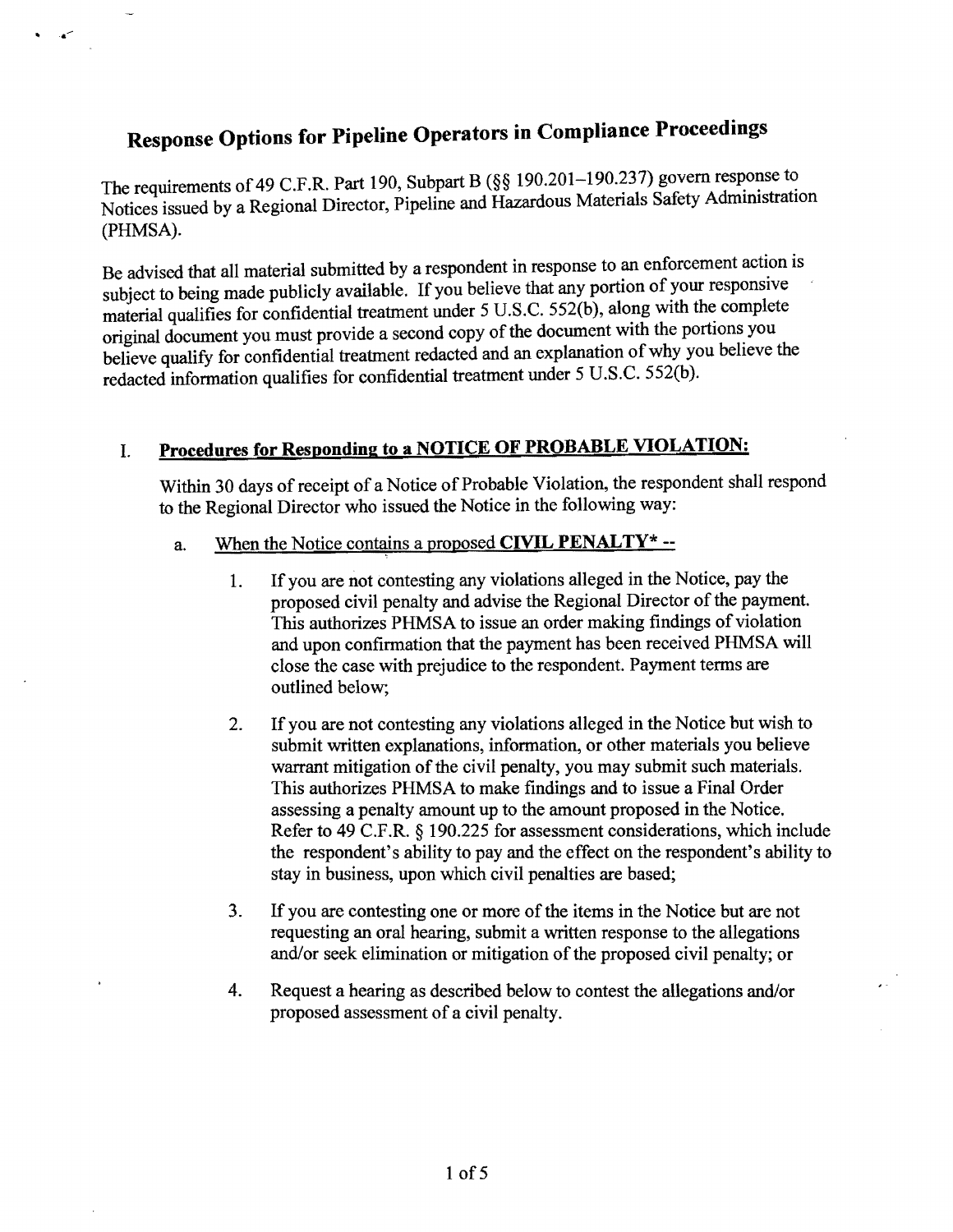# Response Options for Pipeline Operators in Compliance Proceedings

The requirements of 49 C.F.R. Part 190, Subpart B (§§ 190.201–190.237) govern response to Notices issued by a Regional Director, Pipeline and Hazardous Materials Safety Administration (PHMSA).

Be advised that all material submitted by a respondent in response to an enforcement action is subject to being made publicly available. If you believe that any portion of your responsive material qualifies for confidential treatment under 5 U.S.C. 552(b), along with the complete original document you must provide a second copy of the document with the portions you believe qualify for confidential treatment redacted and an explanation of why you believe the redacted information qualifies for confidential treatment under 5 U.S.C. 552(b).

## I. Procedures for Responding to a NOTICE OF PROBABLE VIOLATION:

Within 30 days of receipt of a Notice of Probable Violation, the respondent shall respond to the Regional Director who issued the Notice in the following way:

a. When the Notice contains a proposed **CIVIL PENALTY*** --

1. If you are not contesting any violations alleged in the Notice, pay the proposed civil penalty and advise the Regional Director of the payment. This authorizes PHMSA to issue an order making findings of violation and upon confirmation that the payment has been received PHMSA will close the case with prejudice to the respondent. Payment terms are outlined below;

2. If you are not contesting any violations alleged in the Notice but wish to submit written explanations, information, or other materials you believe warrant mitigation of the civil penalty, you may submit such materials. This authorizes PHMSA to make findings and to issue a Final Order assessing a penalty amount up to the amount proposed in the Notice. Refer to 49 C.F.R. § 190.225 for assessment considerations, which include the respondent's ability to pay and the effect on the respondent's ability to stay in business, upon which civil penalties are based;

3. If you are contesting one or more of the items in the Notice but are not requesting an oral hearing, submit a written response to the allegations and/or seek elimination or mitigation of the proposed civil penalty; or

4. Request a hearing as described below to contest the allegations and/or proposed assessment of a civil penalty.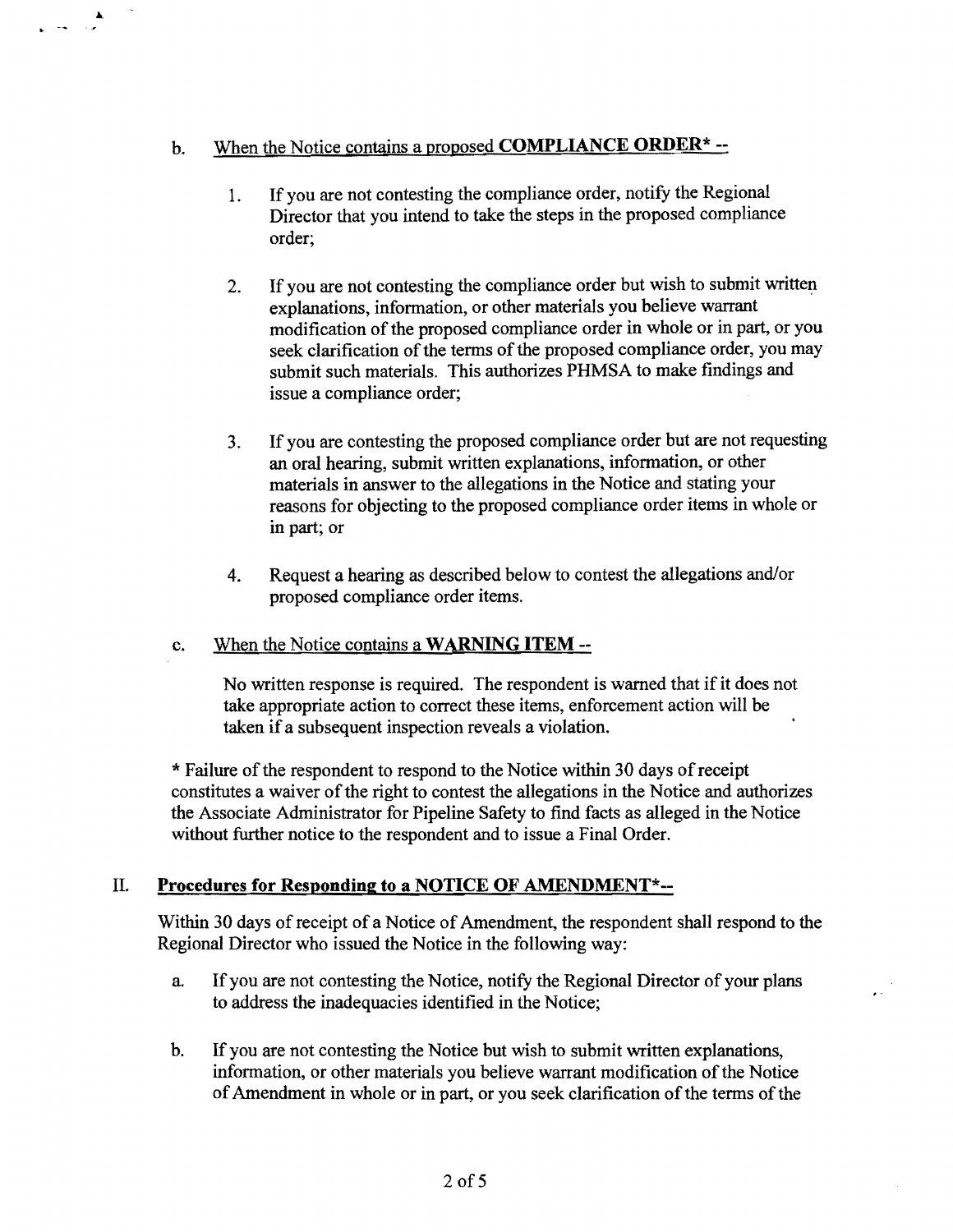b. <u>When the Notice contains a proposed **COMPLIANCE ORDER*** --</u>

   1. If you are not contesting the compliance order, notify the Regional Director that you intend to take the steps in the proposed compliance order;

   2. If you are not contesting the compliance order but wish to submit written explanations, information, or other materials you believe warrant modification of the proposed compliance order in whole or in part, or you seek clarification of the terms of the proposed compliance order, you may submit such materials. This authorizes PHMSA to make findings and issue a compliance order;

   3. If you are contesting the proposed compliance order but are not requesting an oral hearing, submit written explanations, information, or other materials in answer to the allegations in the Notice and stating your reasons for objecting to the proposed compliance order items in whole or in part; or

   4. Request a hearing as described below to contest the allegations and/or proposed compliance order items.

c. <u>When the Notice contains a **WARNING ITEM** --</u>

   No written response is required. The respondent is warned that if it does not take appropriate action to correct these items, enforcement action will be taken if a subsequent inspection reveals a violation.

* Failure of the respondent to respond to the Notice within 30 days of receipt constitutes a waiver of the right to contest the allegations in the Notice and authorizes the Associate Administrator for Pipeline Safety to find facts as alleged in the Notice without further notice to the respondent and to issue a Final Order.

## II. <u>Procedures for Responding to a NOTICE OF AMENDMENT*--</u>

Within 30 days of receipt of a Notice of Amendment, the respondent shall respond to the Regional Director who issued the Notice in the following way:

a. If you are not contesting the Notice, notify the Regional Director of your plans to address the inadequacies identified in the Notice;

b. If you are not contesting the Notice but wish to submit written explanations, information, or other materials you believe warrant modification of the Notice of Amendment in whole or in part, or you seek clarification of the terms of the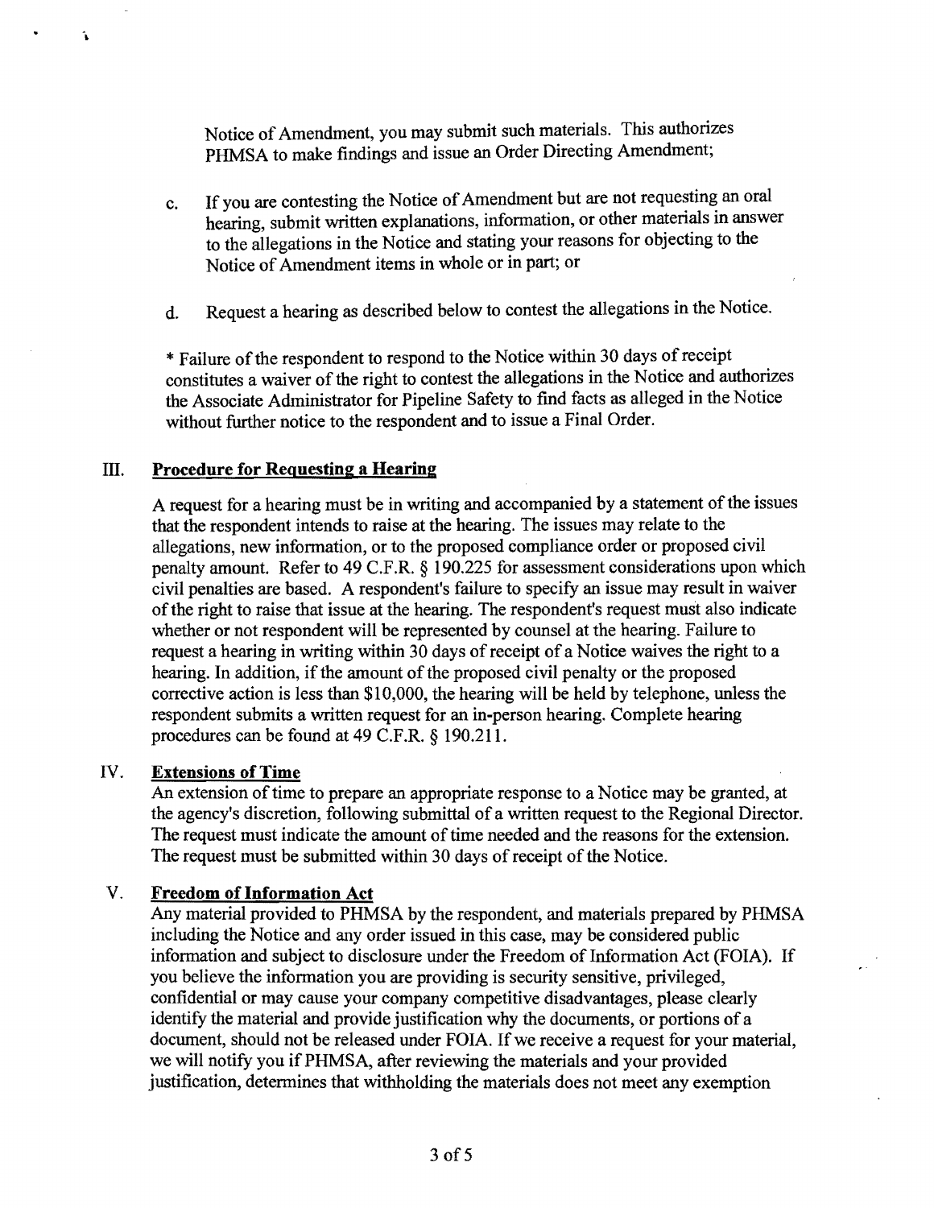Notice of Amendment, you may submit such materials. This authorizes PHMSA to make findings and issue an Order Directing Amendment;

c. If you are contesting the Notice of Amendment but are not requesting an oral hearing, submit written explanations, information, or other materials in answer to the allegations in the Notice and stating your reasons for objecting to the Notice of Amendment items in whole or in part; or

d. Request a hearing as described below to contest the allegations in the Notice.

* Failure of the respondent to respond to the Notice within 30 days of receipt constitutes a waiver of the right to contest the allegations in the Notice and authorizes the Associate Administrator for Pipeline Safety to find facts as alleged in the Notice without further notice to the respondent and to issue a Final Order.

## III. Procedure for Requesting a Hearing

A request for a hearing must be in writing and accompanied by a statement of the issues that the respondent intends to raise at the hearing. The issues may relate to the allegations, new information, or to the proposed compliance order or proposed civil penalty amount. Refer to 49 C.F.R. § 190.225 for assessment considerations upon which civil penalties are based. A respondent's failure to specify an issue may result in waiver of the right to raise that issue at the hearing. The respondent's request must also indicate whether or not respondent will be represented by counsel at the hearing. Failure to request a hearing in writing within 30 days of receipt of a Notice waives the right to a hearing. In addition, if the amount of the proposed civil penalty or the proposed corrective action is less than $10,000, the hearing will be held by telephone, unless the respondent submits a written request for an in-person hearing. Complete hearing procedures can be found at 49 C.F.R. § 190.211.

## IV. Extensions of Time

An extension of time to prepare an appropriate response to a Notice may be granted, at the agency's discretion, following submittal of a written request to the Regional Director. The request must indicate the amount of time needed and the reasons for the extension. The request must be submitted within 30 days of receipt of the Notice.

## V. Freedom of Information Act

Any material provided to PHMSA by the respondent, and materials prepared by PHMSA including the Notice and any order issued in this case, may be considered public information and subject to disclosure under the Freedom of Information Act (FOIA). If you believe the information you are providing is security sensitive, privileged, confidential or may cause your company competitive disadvantages, please clearly identify the material and provide justification why the documents, or portions of a document, should not be released under FOIA. If we receive a request for your material, we will notify you if PHMSA, after reviewing the materials and your provided justification, determines that withholding the materials does not meet any exemption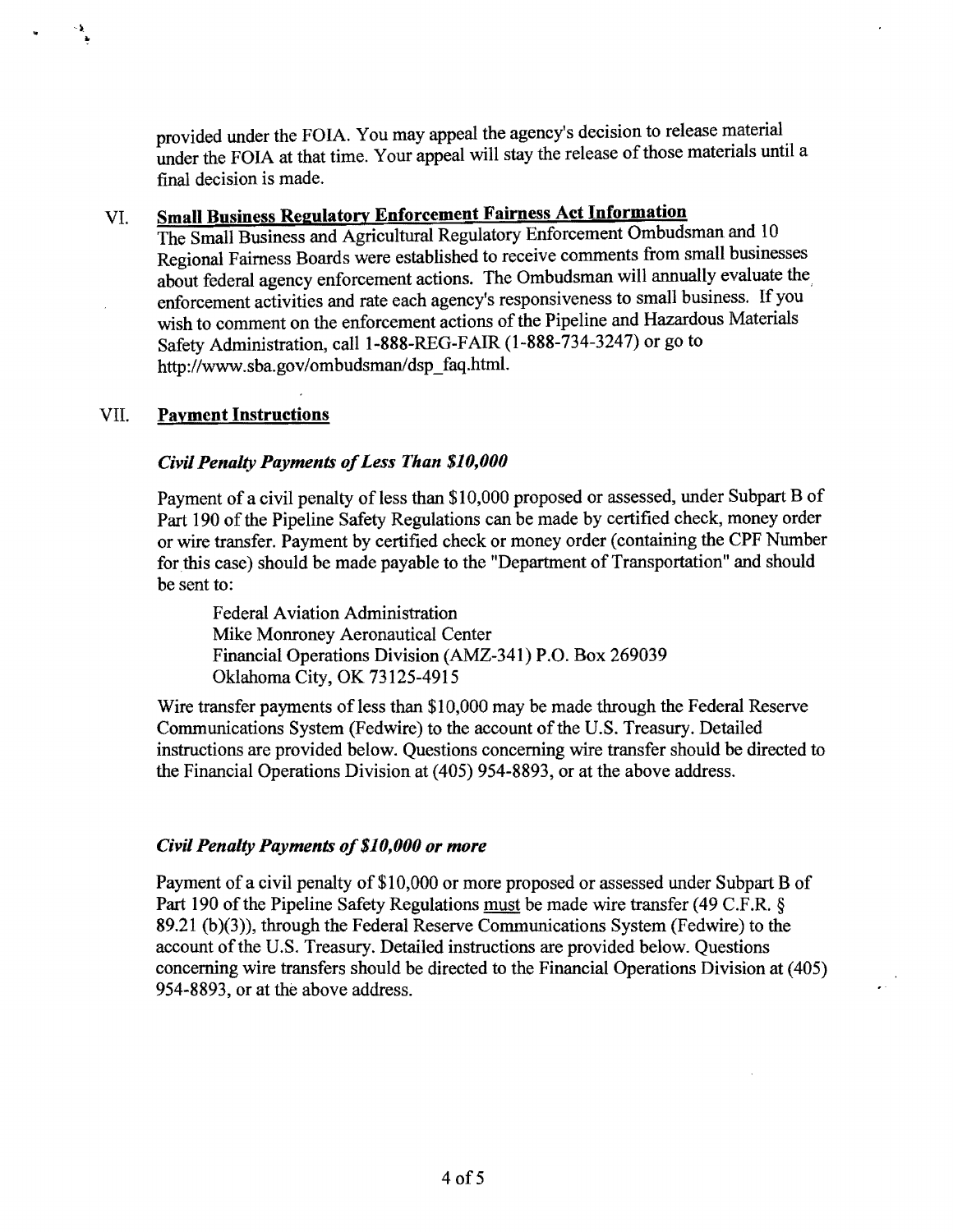provided under the FOIA. You may appeal the agency's decision to release material under the FOIA at that time. Your appeal will stay the release of those materials until a final decision is made.

## VI. Small Business Regulatory Enforcement Fairness Act Information

The Small Business and Agricultural Regulatory Enforcement Ombudsman and 10 Regional Fairness Boards were established to receive comments from small businesses about federal agency enforcement actions. The Ombudsman will annually evaluate the enforcement activities and rate each agency's responsiveness to small business. If you wish to comment on the enforcement actions of the Pipeline and Hazardous Materials Safety Administration, call 1-888-REG-FAIR (1-888-734-3247) or go to http://www.sba.gov/ombudsman/dsp_faq.html.

## VII. Payment Instructions

### *Civil Penalty Payments of Less Than $10,000*

Payment of a civil penalty of less than $10,000 proposed or assessed, under Subpart B of Part 190 of the Pipeline Safety Regulations can be made by certified check, money order or wire transfer. Payment by certified check or money order (containing the CPF Number for this case) should be made payable to the "Department of Transportation" and should be sent to:

Federal Aviation Administration
Mike Monroney Aeronautical Center
Financial Operations Division (AMZ-341) P.O. Box 269039
Oklahoma City, OK 73125-4915

Wire transfer payments of less than $10,000 may be made through the Federal Reserve Communications System (Fedwire) to the account of the U.S. Treasury. Detailed instructions are provided below. Questions concerning wire transfer should be directed to the Financial Operations Division at (405) 954-8893, or at the above address.

### *Civil Penalty Payments of $10,000 or more*

Payment of a civil penalty of $10,000 or more proposed or assessed under Subpart B of Part 190 of the Pipeline Safety Regulations must be made wire transfer (49 C.F.R. § 89.21 (b)(3)), through the Federal Reserve Communications System (Fedwire) to the account of the U.S. Treasury. Detailed instructions are provided below. Questions concerning wire transfers should be directed to the Financial Operations Division at (405) 954-8893, or at the above address.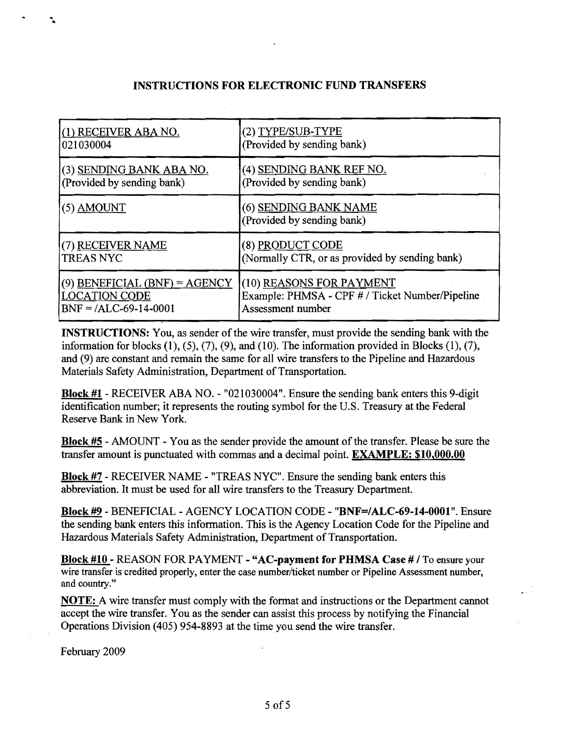# INSTRUCTIONS FOR ELECTRONIC FUND TRANSFERS

| | |
|---|---|
| (1) RECEIVER ABA NO.<br>021030004 | (2) TYPE/SUB-TYPE<br>(Provided by sending bank) |
| (3) SENDING BANK ABA NO.<br>(Provided by sending bank) | (4) SENDING BANK REF NO.<br>(Provided by sending bank) |
| (5) AMOUNT | (6) SENDING BANK NAME<br>(Provided by sending bank) |
| (7) RECEIVER NAME<br>TREAS NYC | (8) PRODUCT CODE<br>(Normally CTR, or as provided by sending bank) |
| (9) BENEFICIAL (BNF) = AGENCY LOCATION CODE<br>BNF = /ALC-69-14-0001 | (10) REASONS FOR PAYMENT<br>Example: PHMSA - CPF # / Ticket Number/Pipeline Assessment number |

**INSTRUCTIONS:** You, as sender of the wire transfer, must provide the sending bank with the information for blocks (1), (5), (7), (9), and (10). The information provided in Blocks (1), (7), and (9) are constant and remain the same for all wire transfers to the Pipeline and Hazardous Materials Safety Administration, Department of Transportation.

**Block #1** - RECEIVER ABA NO. - "021030004". Ensure the sending bank enters this 9-digit identification number; it represents the routing symbol for the U.S. Treasury at the Federal Reserve Bank in New York.

**Block #5** - AMOUNT - You as the sender provide the amount of the transfer. Please be sure the transfer amount is punctuated with commas and a decimal point. **EXAMPLE: $10,000.00**

**Block #7** - RECEIVER NAME - "TREAS NYC". Ensure the sending bank enters this abbreviation. It must be used for all wire transfers to the Treasury Department.

**Block #9** - BENEFICIAL - AGENCY LOCATION CODE - "**BNF=/ALC-69-14-0001**". Ensure the sending bank enters this information. This is the Agency Location Code for the Pipeline and Hazardous Materials Safety Administration, Department of Transportation.

**Block #10** - REASON FOR PAYMENT - **"AC-payment for PHMSA Case # /** To ensure your wire transfer is credited properly, enter the case number/ticket number or Pipeline Assessment number, and country."

**NOTE:** A wire transfer must comply with the format and instructions or the Department cannot accept the wire transfer. You as the sender can assist this process by notifying the Financial Operations Division (405) 954-8893 at the time you send the wire transfer.

February 2009